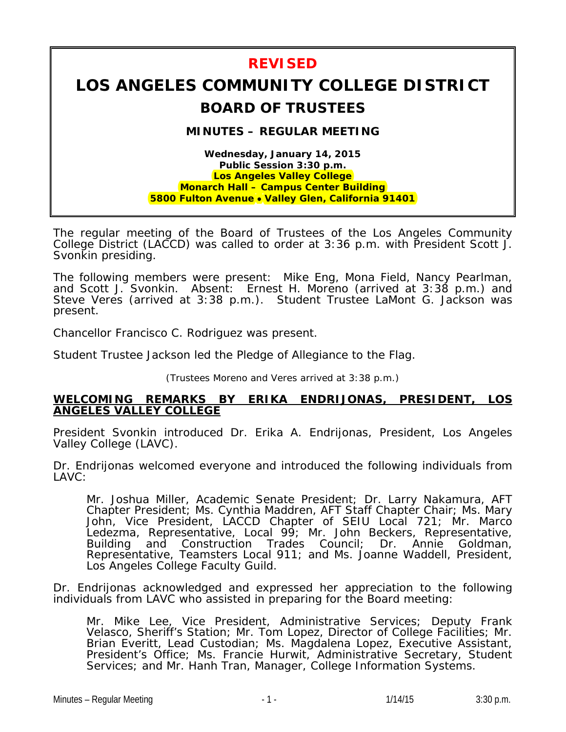**REVISED**

# LOS ANGELES COMMUNITY COLLEGE DISTRICT

## BOARD OF TRUSTEES

### MINUTES – REGULAR MEETING

**Wednesday, January 14, 2015**
**Public Session 3:30 p.m.**
**Los Angeles Valley College**
**Monarch Hall – Campus Center Building**
**5800 Fulton Avenue • Valley Glen, California 91401**

The regular meeting of the Board of Trustees of the Los Angeles Community College District (LACCD) was called to order at 3:36 p.m. with President Scott J. Svonkin presiding.

The following members were present: Mike Eng, Mona Field, Nancy Pearlman, and Scott J. Svonkin. Absent: Ernest H. Moreno (arrived at 3:38 p.m.) and Steve Veres (arrived at 3:38 p.m.). Student Trustee LaMont G. Jackson was present.

Chancellor Francisco C. Rodriguez was present.

Student Trustee Jackson led the Pledge of Allegiance to the Flag.

(Trustees Moreno and Veres arrived at 3:38 p.m.)

**WELCOMING REMARKS BY ERIKA ENDRIJONAS, PRESIDENT, LOS ANGELES VALLEY COLLEGE**

President Svonkin introduced Dr. Erika A. Endrijonas, President, Los Angeles Valley College (LAVC).

Dr. Endrijonas welcomed everyone and introduced the following individuals from LAVC:

> Mr. Joshua Miller, Academic Senate President; Dr. Larry Nakamura, AFT Chapter President; Ms. Cynthia Maddren, AFT Staff Chapter Chair; Ms. Mary John, Vice President, LACCD Chapter of SEIU Local 721; Mr. Marco Ledezma, Representative, Local 99; Mr. John Beckers, Representative, Building and Construction Trades Council; Dr. Annie Goldman, Representative, Teamsters Local 911; and Ms. Joanne Waddell, President, Los Angeles College Faculty Guild.

Dr. Endrijonas acknowledged and expressed her appreciation to the following individuals from LAVC who assisted in preparing for the Board meeting:

> Mr. Mike Lee, Vice President, Administrative Services; Deputy Frank Velasco, Sheriff's Station; Mr. Tom Lopez, Director of College Facilities; Mr. Brian Everitt, Lead Custodian; Ms. Magdalena Lopez, Executive Assistant, President's Office; Ms. Francie Hurwit, Administrative Secretary, Student Services; and Mr. Hanh Tran, Manager, College Information Systems.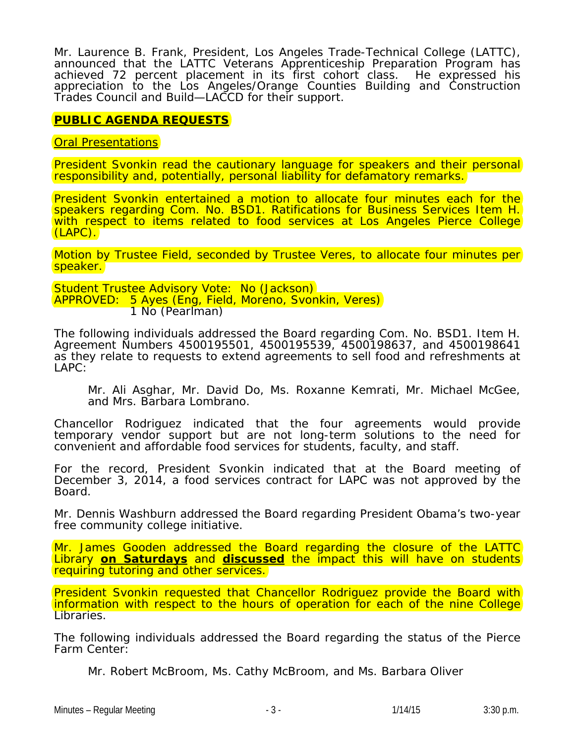Mr. Laurence B. Frank, President, Los Angeles Trade-Technical College (LATTC), announced that the LATTC Veterans Apprenticeship Preparation Program has achieved 72 percent placement in its first cohort class. He expressed his appreciation to the Los Angeles/Orange Counties Building and Construction Trades Council and Build—LACCD for their support.

**PUBLIC AGENDA REQUESTS**

Oral Presentations

President Svonkin read the cautionary language for speakers and their personal responsibility and, potentially, personal liability for defamatory remarks.

President Svonkin entertained a motion to allocate four minutes each for the speakers regarding Com. No. BSD1. Ratifications for Business Services Item H. with respect to items related to food services at Los Angeles Pierce College (LAPC).

Motion by Trustee Field, seconded by Trustee Veres, to allocate four minutes per speaker.

Student Trustee Advisory Vote: No (Jackson)
APPROVED: 5 Ayes (Eng, Field, Moreno, Svonkin, Veres)
1 No (Pearlman)

The following individuals addressed the Board regarding Com. No. BSD1. Item H. Agreement Numbers 4500195501, 4500195539, 4500198637, and 4500198641 as they relate to requests to extend agreements to sell food and refreshments at LAPC:

Mr. Ali Asghar, Mr. David Do, Ms. Roxanne Kemrati, Mr. Michael McGee, and Mrs. Barbara Lombrano.

Chancellor Rodriguez indicated that the four agreements would provide temporary vendor support but are not long-term solutions to the need for convenient and affordable food services for students, faculty, and staff.

For the record, President Svonkin indicated that at the Board meeting of December 3, 2014, a food services contract for LAPC was not approved by the Board.

Mr. Dennis Washburn addressed the Board regarding President Obama's two-year free community college initiative.

Mr. James Gooden addressed the Board regarding the closure of the LATTC Library **on Saturdays** and **discussed** the impact this will have on students requiring tutoring and other services.

President Svonkin requested that Chancellor Rodriguez provide the Board with information with respect to the hours of operation for each of the nine College Libraries.

The following individuals addressed the Board regarding the status of the Pierce Farm Center:

Mr. Robert McBroom, Ms. Cathy McBroom, and Ms. Barbara Oliver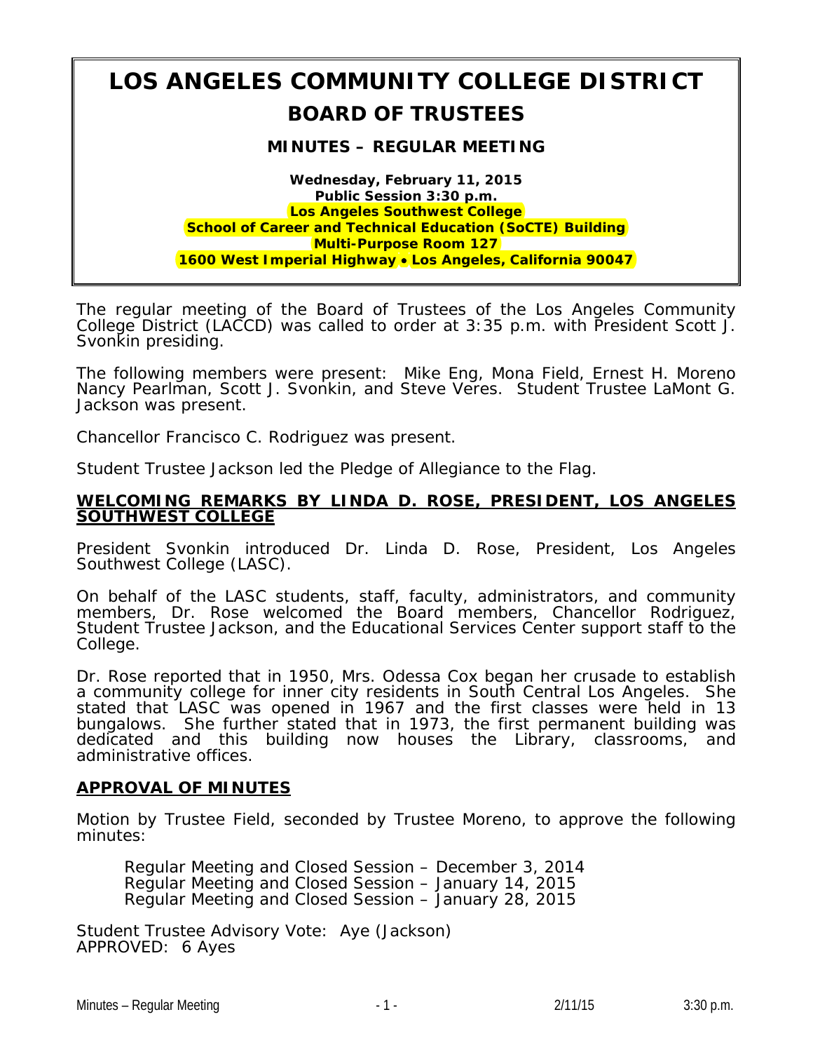# LOS ANGELES COMMUNITY COLLEGE DISTRICT

## BOARD OF TRUSTEES

### MINUTES – REGULAR MEETING

**Wednesday, February 11, 2015**
**Public Session 3:30 p.m.**
**Los Angeles Southwest College**
**School of Career and Technical Education (SoCTE) Building**
**Multi-Purpose Room 127**
**1600 West Imperial Highway • Los Angeles, California 90047**

The regular meeting of the Board of Trustees of the Los Angeles Community College District (LACCD) was called to order at 3:35 p.m. with President Scott J. Svonkin presiding.

The following members were present: Mike Eng, Mona Field, Ernest H. Moreno Nancy Pearlman, Scott J. Svonkin, and Steve Veres. Student Trustee LaMont G. Jackson was present.

Chancellor Francisco C. Rodriguez was present.

Student Trustee Jackson led the Pledge of Allegiance to the Flag.

**WELCOMING REMARKS BY LINDA D. ROSE, PRESIDENT, LOS ANGELES SOUTHWEST COLLEGE**

President Svonkin introduced Dr. Linda D. Rose, President, Los Angeles Southwest College (LASC).

On behalf of the LASC students, staff, faculty, administrators, and community members, Dr. Rose welcomed the Board members, Chancellor Rodriguez, Student Trustee Jackson, and the Educational Services Center support staff to the College.

Dr. Rose reported that in 1950, Mrs. Odessa Cox began her crusade to establish a community college for inner city residents in South Central Los Angeles. She stated that LASC was opened in 1967 and the first classes were held in 13 bungalows. She further stated that in 1973, the first permanent building was dedicated and this building now houses the Library, classrooms, and administrative offices.

**APPROVAL OF MINUTES**

Motion by Trustee Field, seconded by Trustee Moreno, to approve the following minutes:

Regular Meeting and Closed Session – December 3, 2014
Regular Meeting and Closed Session – January 14, 2015
Regular Meeting and Closed Session – January 28, 2015

Student Trustee Advisory Vote: Aye (Jackson)
APPROVED: 6 Ayes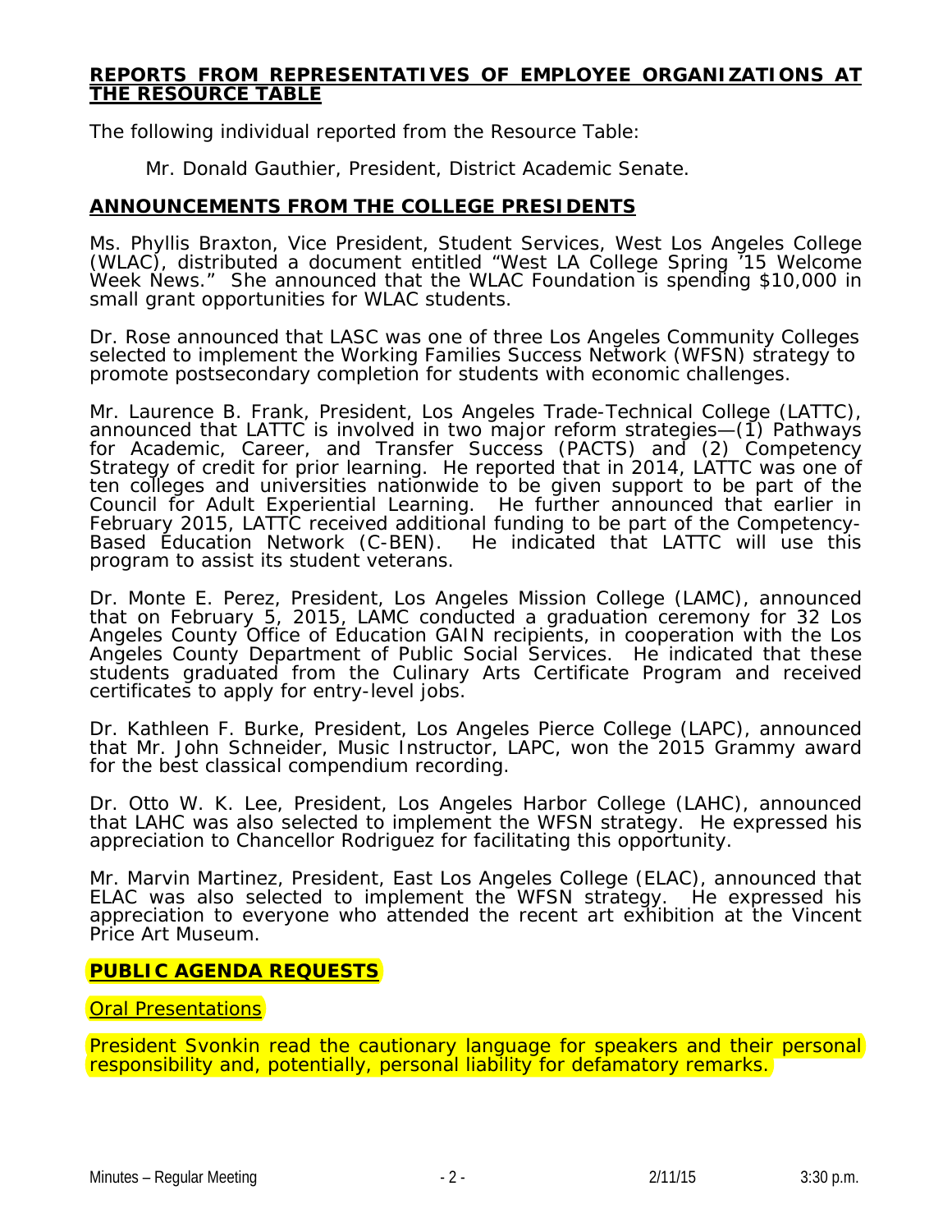## **REPORTS FROM REPRESENTATIVES OF EMPLOYEE ORGANIZATIONS AT THE RESOURCE TABLE**

The following individual reported from the Resource Table:

Mr. Donald Gauthier, President, District Academic Senate.

## **ANNOUNCEMENTS FROM THE COLLEGE PRESIDENTS**

Ms. Phyllis Braxton, Vice President, Student Services, West Los Angeles College (WLAC), distributed a document entitled "West LA College Spring '15 Welcome Week News." She announced that the WLAC Foundation is spending $10,000 in small grant opportunities for WLAC students.

Dr. Rose announced that LASC was one of three Los Angeles Community Colleges selected to implement the Working Families Success Network (WFSN) strategy to promote postsecondary completion for students with economic challenges.

Mr. Laurence B. Frank, President, Los Angeles Trade-Technical College (LATTC), announced that LATTC is involved in two major reform strategies—(1) Pathways for Academic, Career, and Transfer Success (PACTS) and (2) Competency Strategy of credit for prior learning. He reported that in 2014, LATTC was one of ten colleges and universities nationwide to be given support to be part of the Council for Adult Experiential Learning. He further announced that earlier in February 2015, LATTC received additional funding to be part of the Competency-Based Education Network (C-BEN). He indicated that LATTC will use this program to assist its student veterans.

Dr. Monte E. Perez, President, Los Angeles Mission College (LAMC), announced that on February 5, 2015, LAMC conducted a graduation ceremony for 32 Los Angeles County Office of Education GAIN recipients, in cooperation with the Los Angeles County Department of Public Social Services. He indicated that these students graduated from the Culinary Arts Certificate Program and received certificates to apply for entry-level jobs.

Dr. Kathleen F. Burke, President, Los Angeles Pierce College (LAPC), announced that Mr. John Schneider, Music Instructor, LAPC, won the 2015 Grammy award for the best classical compendium recording.

Dr. Otto W. K. Lee, President, Los Angeles Harbor College (LAHC), announced that LAHC was also selected to implement the WFSN strategy. He expressed his appreciation to Chancellor Rodriguez for facilitating this opportunity.

Mr. Marvin Martinez, President, East Los Angeles College (ELAC), announced that ELAC was also selected to implement the WFSN strategy. He expressed his appreciation to everyone who attended the recent art exhibition at the Vincent Price Art Museum.

## **PUBLIC AGENDA REQUESTS**

Oral Presentations

President Svonkin read the cautionary language for speakers and their personal responsibility and, potentially, personal liability for defamatory remarks.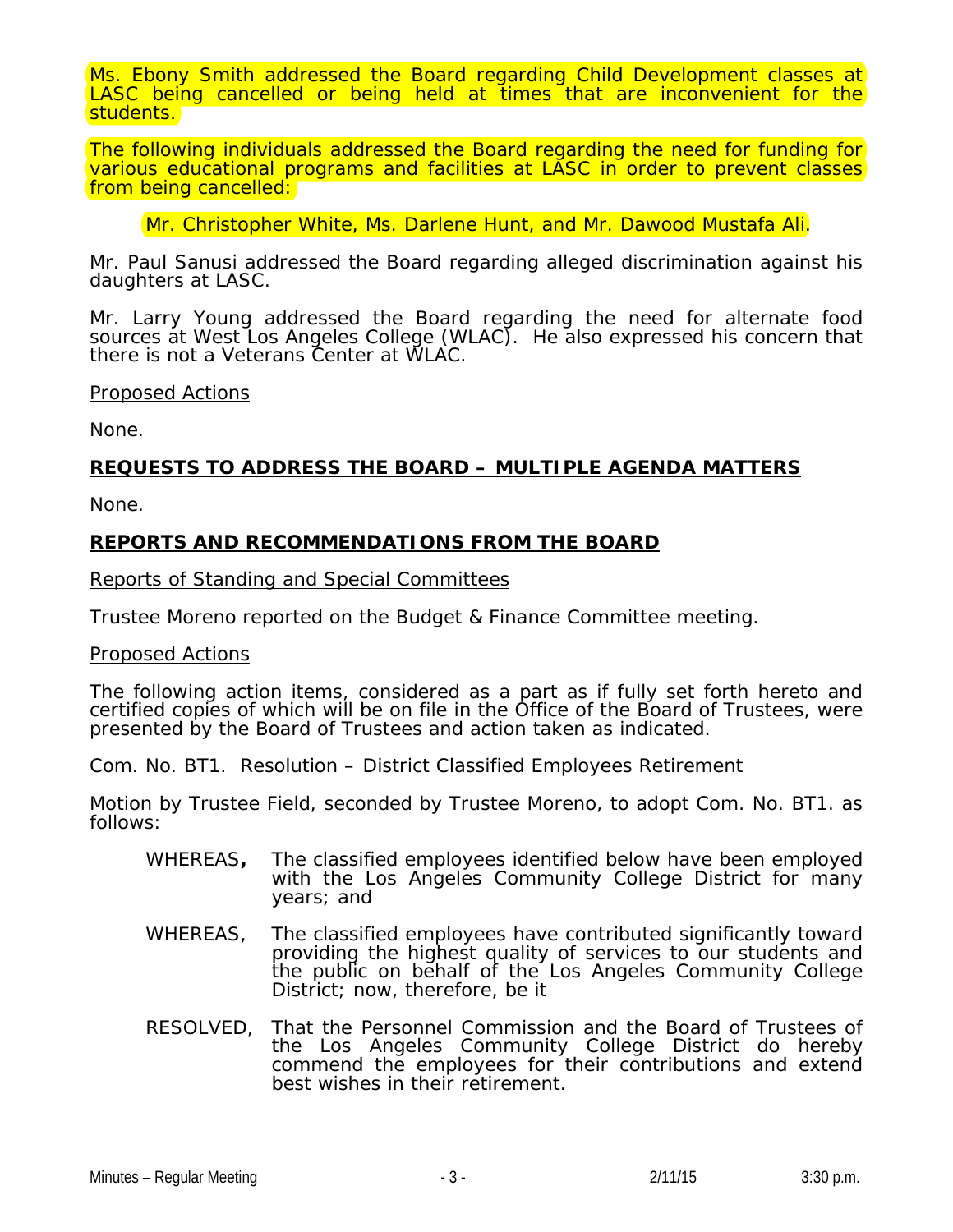Ms. Ebony Smith addressed the Board regarding Child Development classes at LASC being cancelled or being held at times that are inconvenient for the students.

The following individuals addressed the Board regarding the need for funding for various educational programs and facilities at LASC in order to prevent classes from being cancelled:

Mr. Christopher White, Ms. Darlene Hunt, and Mr. Dawood Mustafa Ali.

Mr. Paul Sanusi addressed the Board regarding alleged discrimination against his daughters at LASC.

Mr. Larry Young addressed the Board regarding the need for alternate food sources at West Los Angeles College (WLAC). He also expressed his concern that there is not a Veterans Center at WLAC.

Proposed Actions

None.

## REQUESTS TO ADDRESS THE BOARD – MULTIPLE AGENDA MATTERS

None.

## REPORTS AND RECOMMENDATIONS FROM THE BOARD

Reports of Standing and Special Committees

Trustee Moreno reported on the Budget & Finance Committee meeting.

Proposed Actions

The following action items, considered as a part as if fully set forth hereto and certified copies of which will be on file in the Office of the Board of Trustees, were presented by the Board of Trustees and action taken as indicated.

Com. No. BT1. Resolution – District Classified Employees Retirement

Motion by Trustee Field, seconded by Trustee Moreno, to adopt Com. No. BT1. as follows:

WHEREAS, The classified employees identified below have been employed with the Los Angeles Community College District for many years; and

WHEREAS, The classified employees have contributed significantly toward providing the highest quality of services to our students and the public on behalf of the Los Angeles Community College District; now, therefore, be it

RESOLVED, That the Personnel Commission and the Board of Trustees of the Los Angeles Community College District do hereby commend the employees for their contributions and extend best wishes in their retirement.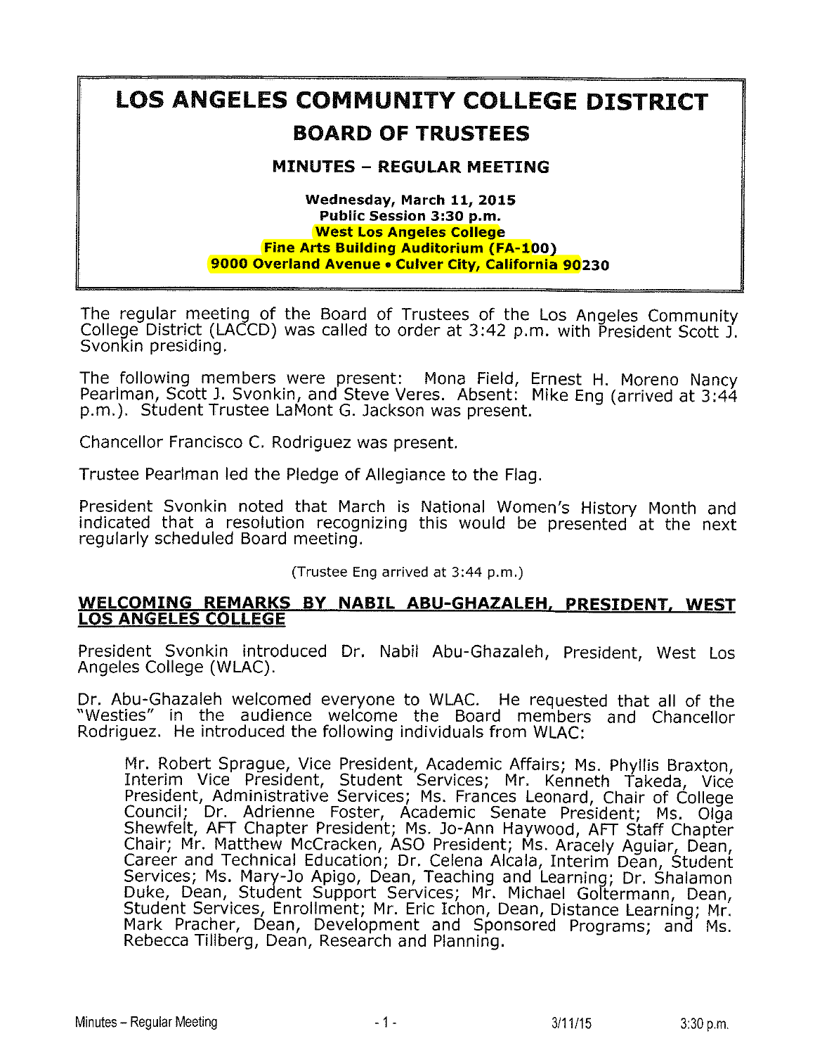# LOS ANGELES COMMUNITY COLLEGE DISTRICT

## BOARD OF TRUSTEES

### MINUTES – REGULAR MEETING

**Wednesday, March 11, 2015**
**Public Session 3:30 p.m.**
**West Los Angeles College**
**Fine Arts Building Auditorium (FA-100)**
**9000 Overland Avenue • Culver City, California 90230**

The regular meeting of the Board of Trustees of the Los Angeles Community College District (LACCD) was called to order at 3:42 p.m. with President Scott J. Svonkin presiding.

The following members were present: Mona Field, Ernest H. Moreno Nancy Pearlman, Scott J. Svonkin, and Steve Veres. Absent: Mike Eng (arrived at 3:44 p.m.). Student Trustee LaMont G. Jackson was present.

Chancellor Francisco C. Rodriguez was present.

Trustee Pearlman led the Pledge of Allegiance to the Flag.

President Svonkin noted that March is National Women's History Month and indicated that a resolution recognizing this would be presented at the next regularly scheduled Board meeting.

(Trustee Eng arrived at 3:44 p.m.)

**WELCOMING REMARKS BY NABIL ABU-GHAZALEH, PRESIDENT, WEST LOS ANGELES COLLEGE**

President Svonkin introduced Dr. Nabil Abu-Ghazaleh, President, West Los Angeles College (WLAC).

Dr. Abu-Ghazaleh welcomed everyone to WLAC. He requested that all of the "Westies" in the audience welcome the Board members and Chancellor Rodriguez. He introduced the following individuals from WLAC:

> Mr. Robert Sprague, Vice President, Academic Affairs; Ms. Phyllis Braxton, Interim Vice President, Student Services; Mr. Kenneth Takeda, Vice President, Administrative Services; Ms. Frances Leonard, Chair of College Council; Dr. Adrienne Foster, Academic Senate President; Ms. Olga Shewfelt, AFT Chapter President; Ms. Jo-Ann Haywood, AFT Staff Chapter Chair; Mr. Matthew McCracken, ASO President; Ms. Aracely Aguiar, Dean, Career and Technical Education; Dr. Celena Alcala, Interim Dean, Student Services; Ms. Mary-Jo Apigo, Dean, Teaching and Learning; Dr. Shalamon Duke, Dean, Student Support Services; Mr. Michael Goltermann, Dean, Student Services, Enrollment; Mr. Eric Ichon, Dean, Distance Learning; Mr. Mark Pracher, Dean, Development and Sponsored Programs; and Ms. Rebecca Tillberg, Dean, Research and Planning.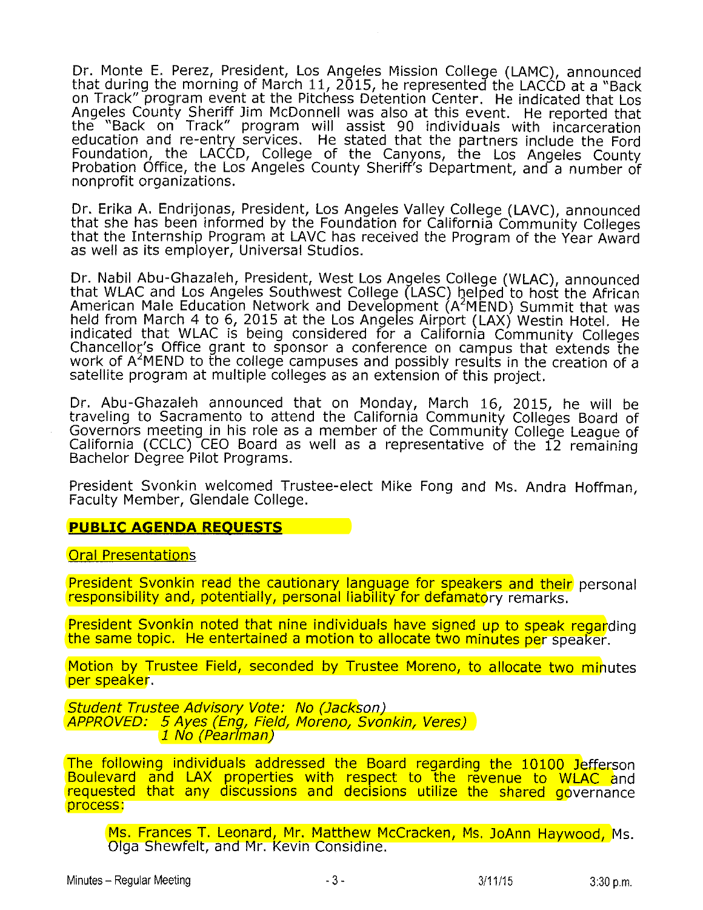Dr. Monte E. Perez, President, Los Angeles Mission College (LAMC), announced that during the morning of March 11, 2015, he represented the LACCD at a "Back on Track" program event at the Pitchess Detention Center. He indicated that Los Angeles County Sheriff Jim McDonnell was also at this event. He reported that the "Back on Track" program will assist 90 individuals with incarceration education and re-entry services. He stated that the partners include the Ford Foundation, the LACCD, College of the Canyons, the Los Angeles County Probation Office, the Los Angeles County Sheriff's Department, and a number of nonprofit organizations.

Dr. Erika A. Endrijonas, President, Los Angeles Valley College (LAVC), announced that she has been informed by the Foundation for California Community Colleges that the Internship Program at LAVC has received the Program of the Year Award as well as its employer, Universal Studios.

Dr. Nabil Abu-Ghazaleh, President, West Los Angeles College (WLAC), announced that WLAC and Los Angeles Southwest College (LASC) helped to host the African American Male Education Network and Development ($A^2MEND$) Summit that was held from March 4 to 6, 2015 at the Los Angeles Airport (LAX) Westin Hotel. He indicated that WLAC is being considered for a California Community Colleges Chancellor's Office grant to sponsor a conference on campus that extends the work of $A^2MEND$ to the college campuses and possibly results in the creation of a satellite program at multiple colleges as an extension of this project.

Dr. Abu-Ghazaleh announced that on Monday, March 16, 2015, he will be traveling to Sacramento to attend the California Community Colleges Board of Governors meeting in his role as a member of the Community College League of California (CCLC) CEO Board as well as a representative of the 12 remaining Bachelor Degree Pilot Programs.

President Svonkin welcomed Trustee-elect Mike Fong and Ms. Andra Hoffman, Faculty Member, Glendale College.

**PUBLIC AGENDA REQUESTS**

Oral Presentations

President Svonkin read the cautionary language for speakers and their personal responsibility and, potentially, personal liability for defamatory remarks.

President Svonkin noted that nine individuals have signed up to speak regarding the same topic. He entertained a motion to allocate two minutes per speaker.

Motion by Trustee Field, seconded by Trustee Moreno, to allocate two minutes per speaker.

*Student Trustee Advisory Vote: No (Jackson)*
*APPROVED: 5 Ayes (Eng, Field, Moreno, Svonkin, Veres)*
*1 No (Pearlman)*

The following individuals addressed the Board regarding the 10100 Jefferson Boulevard and LAX properties with respect to the revenue to WLAC and requested that any discussions and decisions utilize the shared governance process:

Ms. Frances T. Leonard, Mr. Matthew McCracken, Ms. JoAnn Haywood, Ms. Olga Shewfelt, and Mr. Kevin Considine.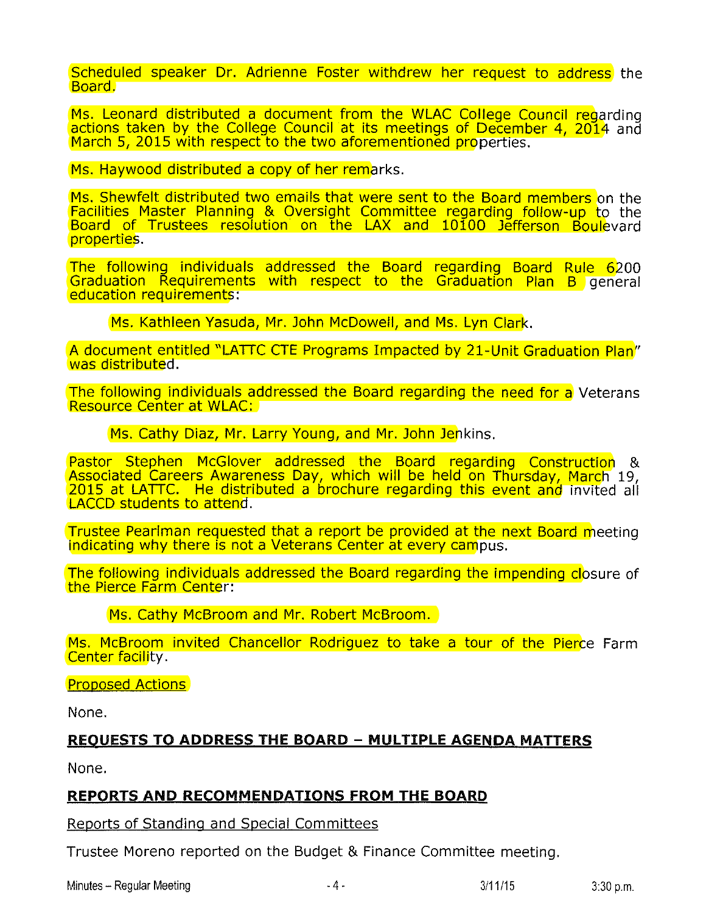Scheduled speaker Dr. Adrienne Foster withdrew her request to address the Board.

Ms. Leonard distributed a document from the WLAC College Council regarding actions taken by the College Council at its meetings of December 4, 2014 and March 5, 2015 with respect to the two aforementioned properties.

Ms. Haywood distributed a copy of her remarks.

Ms. Shewfelt distributed two emails that were sent to the Board members on the Facilities Master Planning & Oversight Committee regarding follow-up to the Board of Trustees resolution on the LAX and 10100 Jefferson Boulevard properties.

The following individuals addressed the Board regarding Board Rule 6200 Graduation Requirements with respect to the Graduation Plan B general education requirements:

> Ms. Kathleen Yasuda, Mr. John McDowell, and Ms. Lyn Clark.

A document entitled "LATTC CTE Programs Impacted by 21-Unit Graduation Plan" was distributed.

The following individuals addressed the Board regarding the need for a Veterans Resource Center at WLAC:

> Ms. Cathy Diaz, Mr. Larry Young, and Mr. John Jenkins.

Pastor Stephen McGlover addressed the Board regarding Construction & Associated Careers Awareness Day, which will be held on Thursday, March 19, 2015 at LATTC. He distributed a brochure regarding this event and invited all LACCD students to attend.

Trustee Pearlman requested that a report be provided at the next Board meeting indicating why there is not a Veterans Center at every campus.

The following individuals addressed the Board regarding the impending closure of the Pierce Farm Center:

> Ms. Cathy McBroom and Mr. Robert McBroom.

Ms. McBroom invited Chancellor Rodriguez to take a tour of the Pierce Farm Center facility.

Proposed Actions

None.

## REQUESTS TO ADDRESS THE BOARD – MULTIPLE AGENDA MATTERS

None.

## REPORTS AND RECOMMENDATIONS FROM THE BOARD

### Reports of Standing and Special Committees

Trustee Moreno reported on the Budget & Finance Committee meeting.